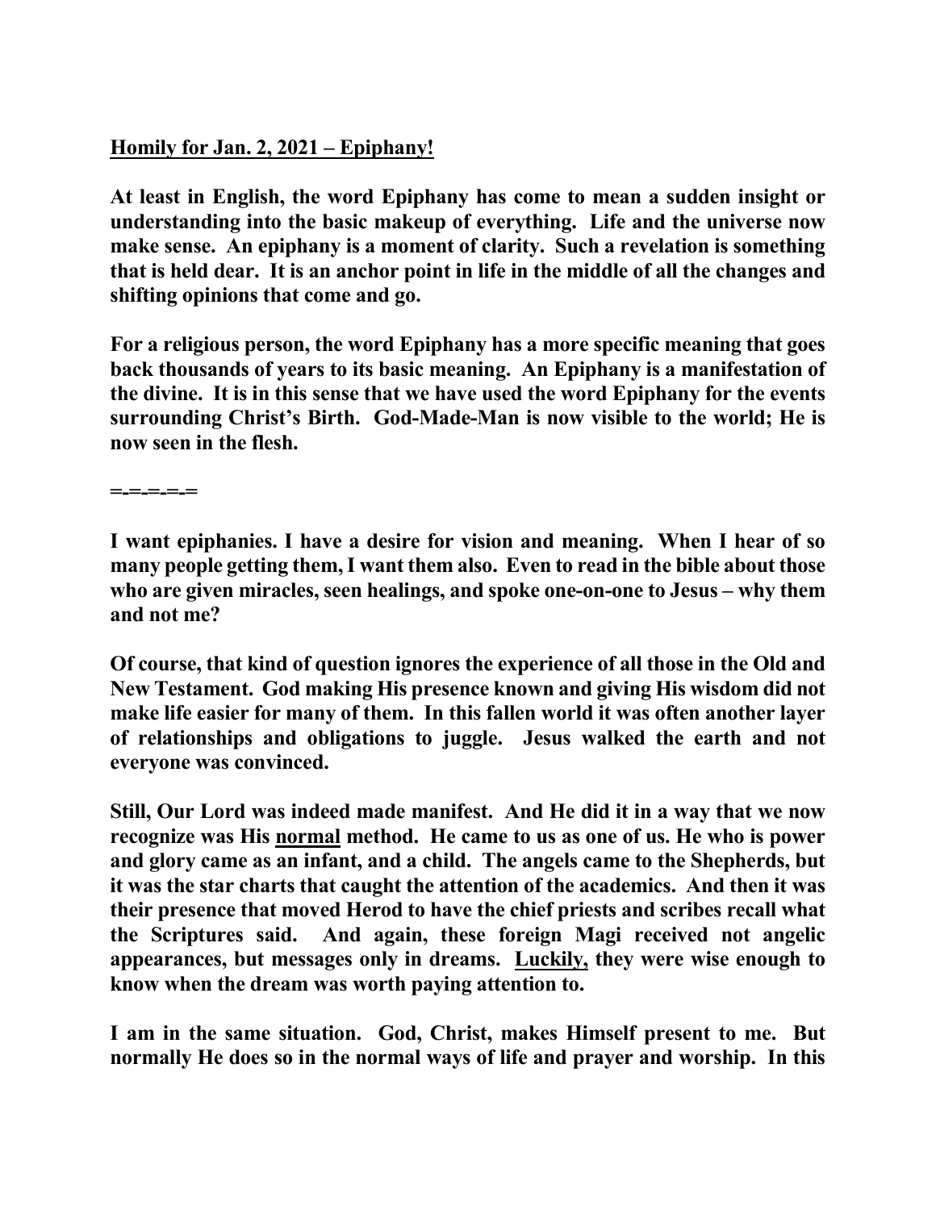**<u>Homily for Jan. 2, 2021 – Epiphany!</u>**

**At least in English, the word Epiphany has come to mean a sudden insight or understanding into the basic makeup of everything. Life and the universe now make sense. An epiphany is a moment of clarity. Such a revelation is something that is held dear. It is an anchor point in life in the middle of all the changes and shifting opinions that come and go.**

**For a religious person, the word Epiphany has a more specific meaning that goes back thousands of years to its basic meaning. An Epiphany is a manifestation of the divine. It is in this sense that we have used the word Epiphany for the events surrounding Christ's Birth. God-Made-Man is now visible to the world; He is now seen in the flesh.**

**=-=-=-=-=**

**I want epiphanies. I have a desire for vision and meaning. When I hear of so many people getting them, I want them also. Even to read in the bible about those who are given miracles, seen healings, and spoke one-on-one to Jesus – why them and not me?**

**Of course, that kind of question ignores the experience of all those in the Old and New Testament. God making His presence known and giving His wisdom did not make life easier for many of them. In this fallen world it was often another layer of relationships and obligations to juggle. Jesus walked the earth and not everyone was convinced.**

**Still, Our Lord was indeed made manifest. And He did it in a way that we now recognize was His <u>normal</u> method. He came to us as one of us. He who is power and glory came as an infant, and a child. The angels came to the Shepherds, but it was the star charts that caught the attention of the academics. And then it was their presence that moved Herod to have the chief priests and scribes recall what the Scriptures said. And again, these foreign Magi received not angelic appearances, but messages only in dreams. <u>Luckily,</u> they were wise enough to know when the dream was worth paying attention to.**

**I am in the same situation. God, Christ, makes Himself present to me. But normally He does so in the normal ways of life and prayer and worship. In this**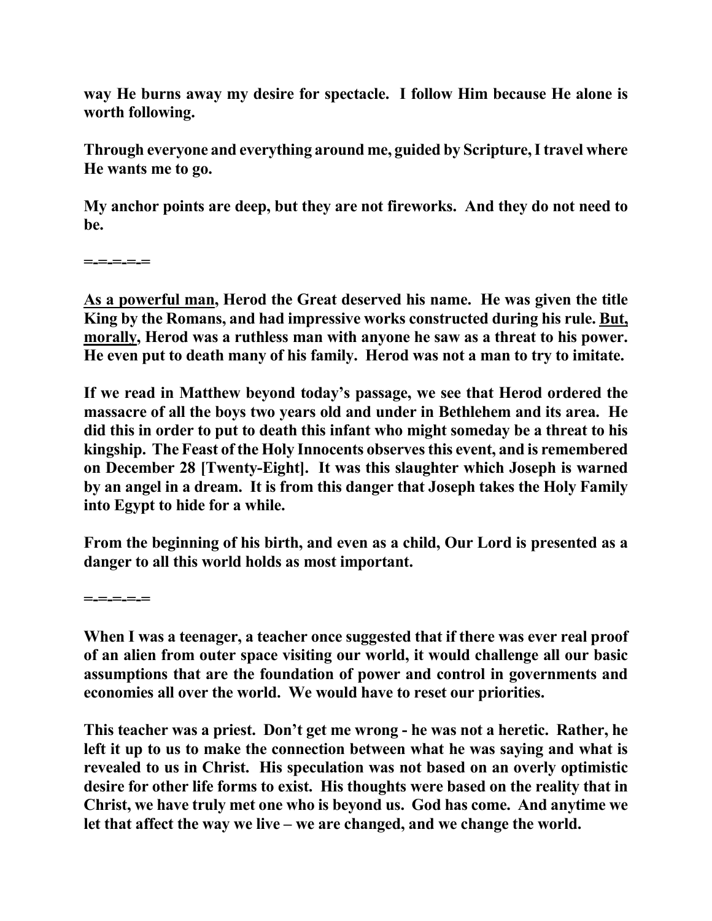**way He burns away my desire for spectacle. I follow Him because He alone is worth following.**

**Through everyone and everything around me, guided by Scripture, I travel where He wants me to go.**

**My anchor points are deep, but they are not fireworks. And they do not need to be.**

**=-=-=-=-=**

**<u>As a powerful man</u>, Herod the Great deserved his name. He was given the title King by the Romans, and had impressive works constructed during his rule. <u>But, morally</u>, Herod was a ruthless man with anyone he saw as a threat to his power. He even put to death many of his family. Herod was not a man to try to imitate.**

**If we read in Matthew beyond today's passage, we see that Herod ordered the massacre of all the boys two years old and under in Bethlehem and its area. He did this in order to put to death this infant who might someday be a threat to his kingship. The Feast of the Holy Innocents observes this event, and is remembered on December 28 [Twenty-Eight]. It was this slaughter which Joseph is warned by an angel in a dream. It is from this danger that Joseph takes the Holy Family into Egypt to hide for a while.**

**From the beginning of his birth, and even as a child, Our Lord is presented as a danger to all this world holds as most important.**

**=-=-=-=-=**

**When I was a teenager, a teacher once suggested that if there was ever real proof of an alien from outer space visiting our world, it would challenge all our basic assumptions that are the foundation of power and control in governments and economies all over the world. We would have to reset our priorities.**

**This teacher was a priest. Don't get me wrong - he was not a heretic. Rather, he left it up to us to make the connection between what he was saying and what is revealed to us in Christ. His speculation was not based on an overly optimistic desire for other life forms to exist. His thoughts were based on the reality that in Christ, we have truly met one who is beyond us. God has come. And anytime we let that affect the way we live – we are changed, and we change the world.**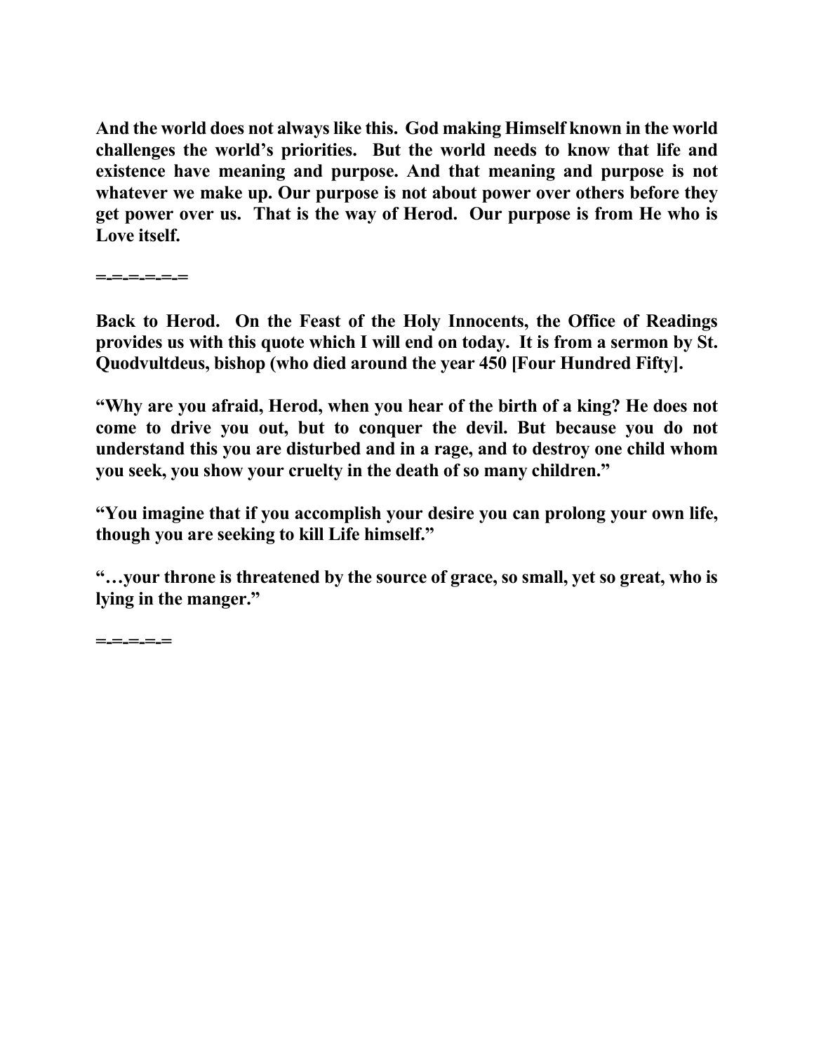**And the world does not always like this. God making Himself known in the world challenges the world's priorities. But the world needs to know that life and existence have meaning and purpose. And that meaning and purpose is not whatever we make up. Our purpose is not about power over others before they get power over us. That is the way of Herod. Our purpose is from He who is Love itself.**

**=-=-=-=-=-=**

**Back to Herod. On the Feast of the Holy Innocents, the Office of Readings provides us with this quote which I will end on today. It is from a sermon by St. Quodvultdeus, bishop (who died around the year 450 [Four Hundred Fifty].**

**"Why are you afraid, Herod, when you hear of the birth of a king? He does not come to drive you out, but to conquer the devil. But because you do not understand this you are disturbed and in a rage, and to destroy one child whom you seek, you show your cruelty in the death of so many children."**

**"You imagine that if you accomplish your desire you can prolong your own life, though you are seeking to kill Life himself."**

**"…your throne is threatened by the source of grace, so small, yet so great, who is lying in the manger."**

**=-=-=-=-=**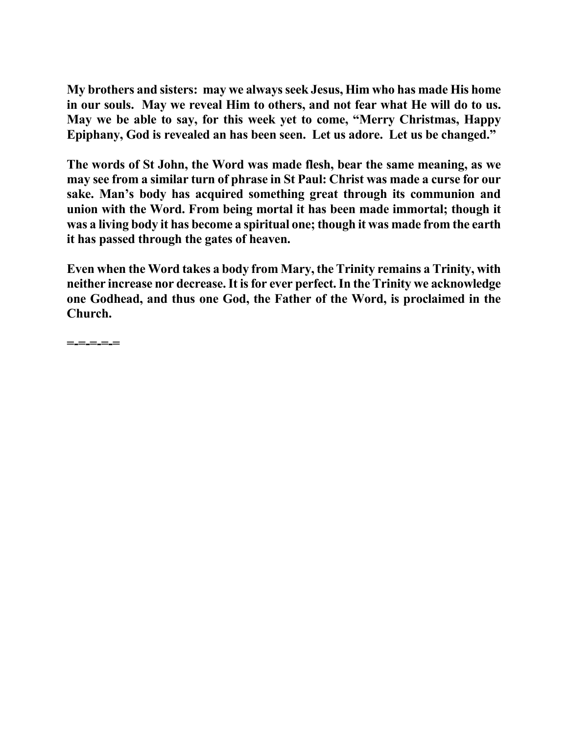**My brothers and sisters: may we always seek Jesus, Him who has made His home in our souls. May we reveal Him to others, and not fear what He will do to us. May we be able to say, for this week yet to come, "Merry Christmas, Happy Epiphany, God is revealed an has been seen. Let us adore. Let us be changed."**

**The words of St John, the Word was made flesh, bear the same meaning, as we may see from a similar turn of phrase in St Paul: Christ was made a curse for our sake. Man's body has acquired something great through its communion and union with the Word. From being mortal it has been made immortal; though it was a living body it has become a spiritual one; though it was made from the earth it has passed through the gates of heaven.**

**Even when the Word takes a body from Mary, the Trinity remains a Trinity, with neither increase nor decrease. It is for ever perfect. In the Trinity we acknowledge one Godhead, and thus one God, the Father of the Word, is proclaimed in the Church.**

**=-=-=-=-=**